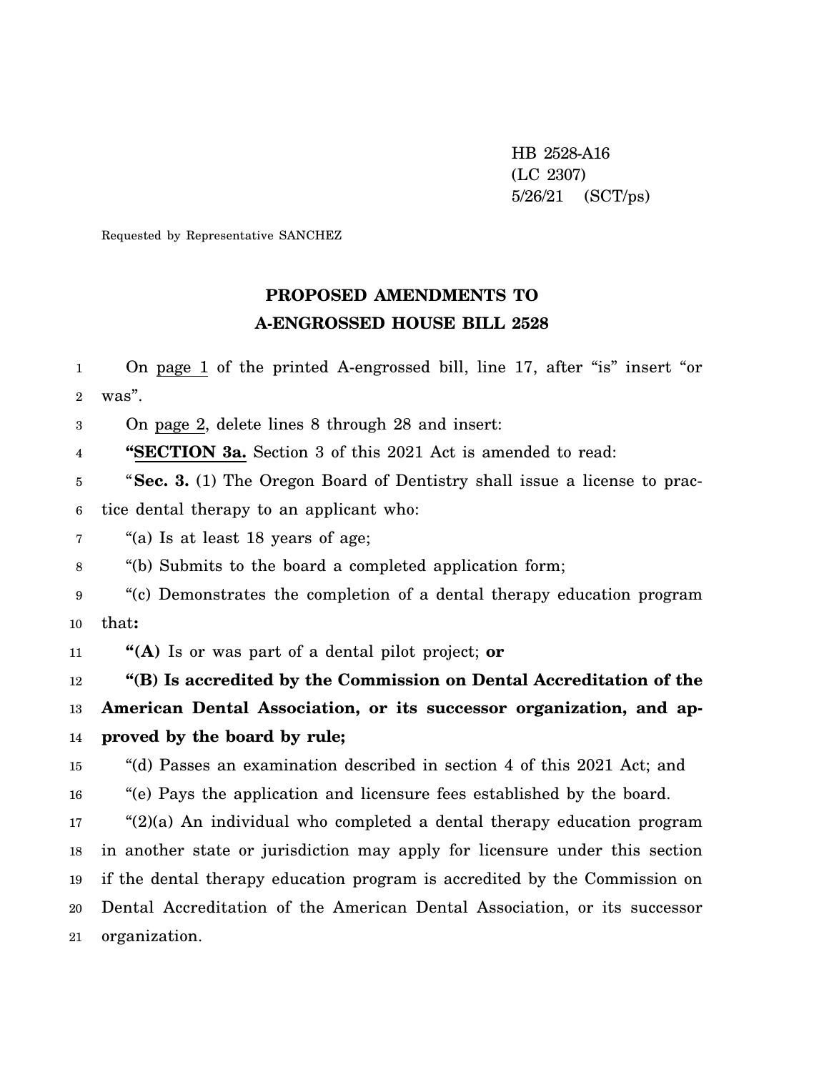HB 2528-A16
(LC 2307)
5/26/21 (SCT/ps)

Requested by Representative SANCHEZ

# PROPOSED AMENDMENTS TO
# A-ENGROSSED HOUSE BILL 2528

On page 1 of the printed A-engrossed bill, line 17, after "is" insert "or was".

On page 2, delete lines 8 through 28 and insert:

"**SECTION 3a.** Section 3 of this 2021 Act is amended to read:

"**Sec. 3.** (1) The Oregon Board of Dentistry shall issue a license to practice dental therapy to an applicant who:

"(a) Is at least 18 years of age;

"(b) Submits to the board a completed application form;

"(c) Demonstrates the completion of a dental therapy education program that**:**

**"(A)** Is or was part of a dental pilot project; **or**

**"(B) Is accredited by the Commission on Dental Accreditation of the American Dental Association, or its successor organization, and approved by the board by rule;**

"(d) Passes an examination described in section 4 of this 2021 Act; and

"(e) Pays the application and licensure fees established by the board.

"(2)(a) An individual who completed a dental therapy education program in another state or jurisdiction may apply for licensure under this section if the dental therapy education program is accredited by the Commission on Dental Accreditation of the American Dental Association, or its successor organization.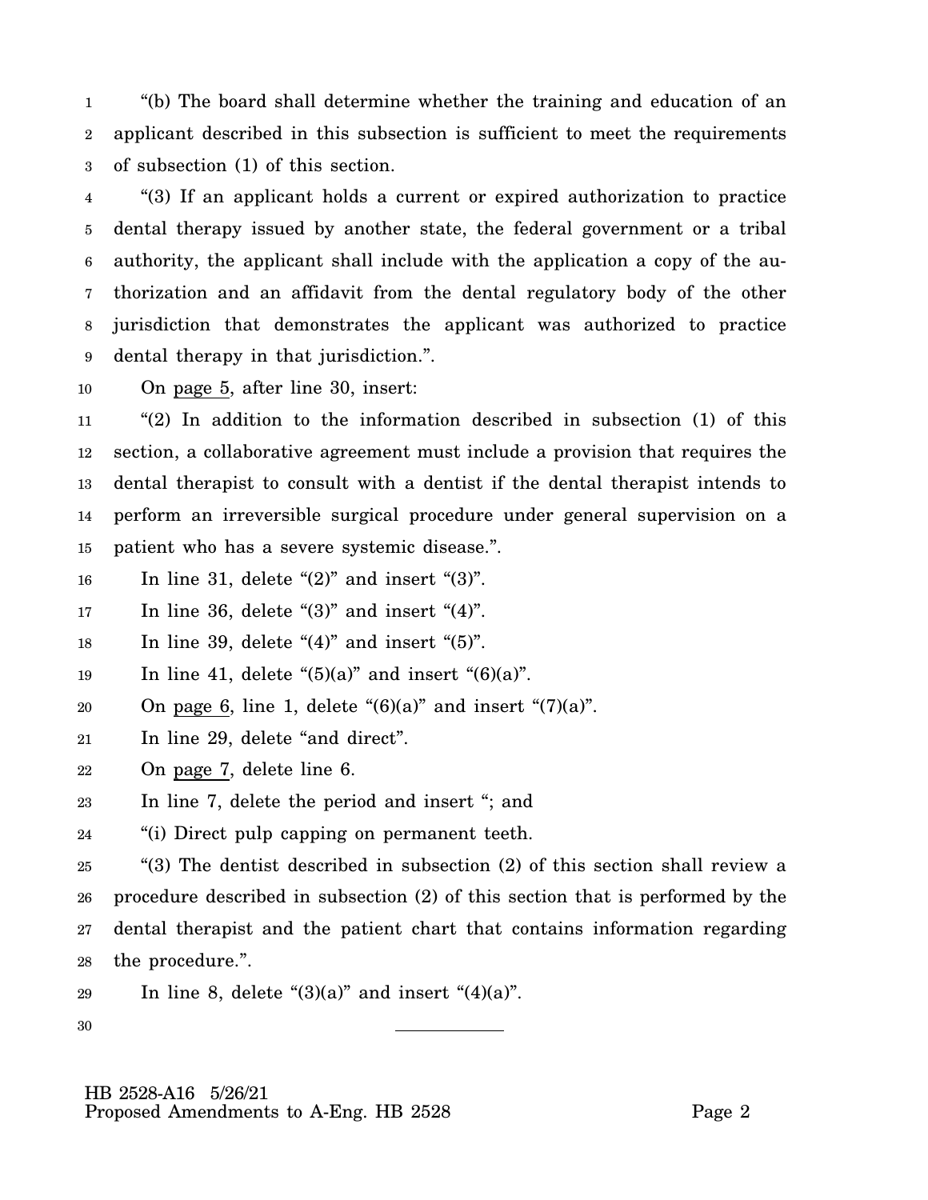"(b) The board shall determine whether the training and education of an applicant described in this subsection is sufficient to meet the requirements of subsection (1) of this section.

"(3) If an applicant holds a current or expired authorization to practice dental therapy issued by another state, the federal government or a tribal authority, the applicant shall include with the application a copy of the authorization and an affidavit from the dental regulatory body of the other jurisdiction that demonstrates the applicant was authorized to practice dental therapy in that jurisdiction.".

On page 5, after line 30, insert:

"(2) In addition to the information described in subsection (1) of this section, a collaborative agreement must include a provision that requires the dental therapist to consult with a dentist if the dental therapist intends to perform an irreversible surgical procedure under general supervision on a patient who has a severe systemic disease.".

In line 31, delete "(2)" and insert "(3)".

In line 36, delete "(3)" and insert "(4)".

In line 39, delete "(4)" and insert "(5)".

In line 41, delete "(5)(a)" and insert "(6)(a)".

On page 6, line 1, delete "(6)(a)" and insert "(7)(a)".

In line 29, delete "and direct".

On page 7, delete line 6.

In line 7, delete the period and insert "; and

"(i) Direct pulp capping on permanent teeth.

"(3) The dentist described in subsection (2) of this section shall review a procedure described in subsection (2) of this section that is performed by the dental therapist and the patient chart that contains information regarding the procedure.".

In line 8, delete "(3)(a)" and insert "(4)(a)".

HB 2528-A16 5/26/21
Proposed Amendments to A-Eng. HB 2528